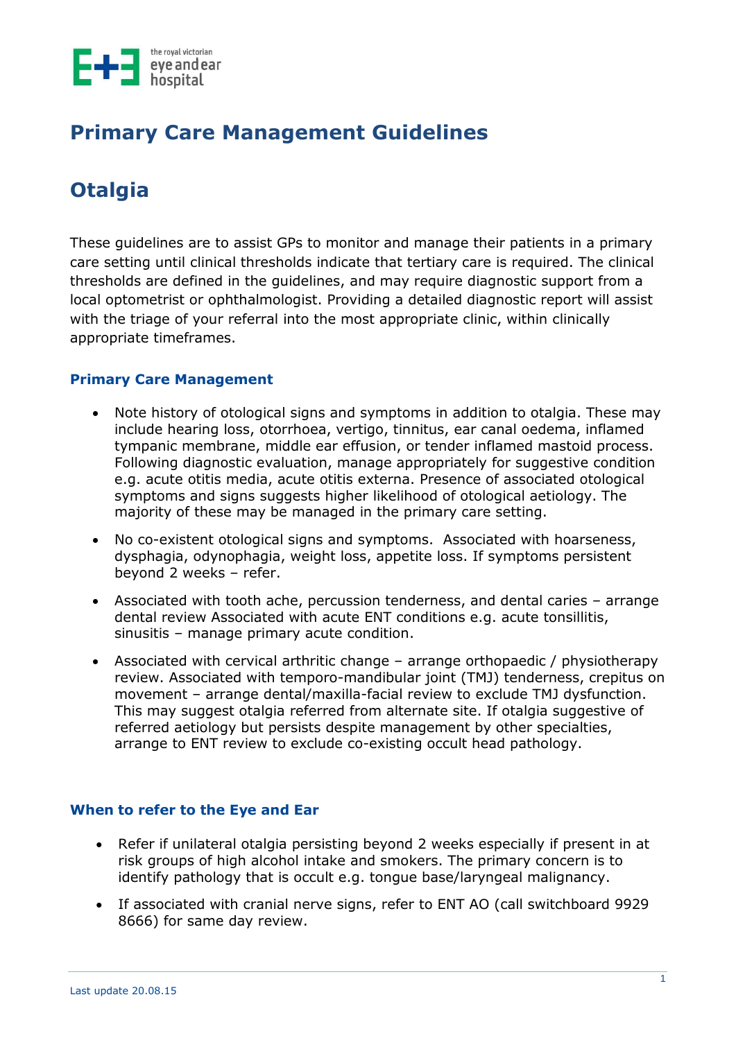# Primary Care Management Guidelines

# Otalgia

These guidelines are to assist GPs to monitor and manage their patients in a primary care setting until clinical thresholds indicate that tertiary care is required. The clinical thresholds are defined in the guidelines, and may require diagnostic support from a local optometrist or ophthalmologist. Providing a detailed diagnostic report will assist with the triage of your referral into the most appropriate clinic, within clinically appropriate timeframes.

### Primary Care Management

- Note history of otological signs and symptoms in addition to otalgia. These may include hearing loss, otorrhoea, vertigo, tinnitus, ear canal oedema, inflamed tympanic membrane, middle ear effusion, or tender inflamed mastoid process. Following diagnostic evaluation, manage appropriately for suggestive condition e.g. acute otitis media, acute otitis externa. Presence of associated otological symptoms and signs suggests higher likelihood of otological aetiology. The majority of these may be managed in the primary care setting.
- No co-existent otological signs and symptoms. Associated with hoarseness, dysphagia, odynophagia, weight loss, appetite loss. If symptoms persistent beyond 2 weeks – refer.
- Associated with tooth ache, percussion tenderness, and dental caries – arrange dental review Associated with acute ENT conditions e.g. acute tonsillitis, sinusitis – manage primary acute condition.
- Associated with cervical arthritic change – arrange orthopaedic / physiotherapy review. Associated with temporo-mandibular joint (TMJ) tenderness, crepitus on movement – arrange dental/maxilla-facial review to exclude TMJ dysfunction. This may suggest otalgia referred from alternate site. If otalgia suggestive of referred aetiology but persists despite management by other specialties, arrange to ENT review to exclude co-existing occult head pathology.

### When to refer to the Eye and Ear

- Refer if unilateral otalgia persisting beyond 2 weeks especially if present in at risk groups of high alcohol intake and smokers. The primary concern is to identify pathology that is occult e.g. tongue base/laryngeal malignancy.
- If associated with cranial nerve signs, refer to ENT AO (call switchboard 9929 8666) for same day review.

Last update 20.08.15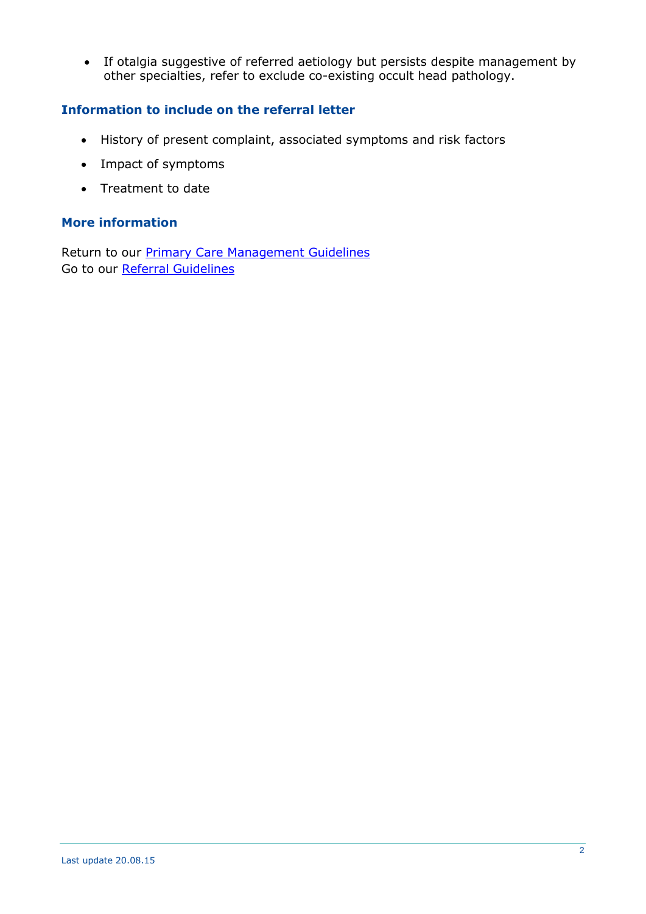- If otalgia suggestive of referred aetiology but persists despite management by other specialties, refer to exclude co-existing occult head pathology.

### Information to include on the referral letter

- History of present complaint, associated symptoms and risk factors
- Impact of symptoms
- Treatment to date

### More information

Return to our Primary Care Management Guidelines
Go to our Referral Guidelines

Last update 20.08.15